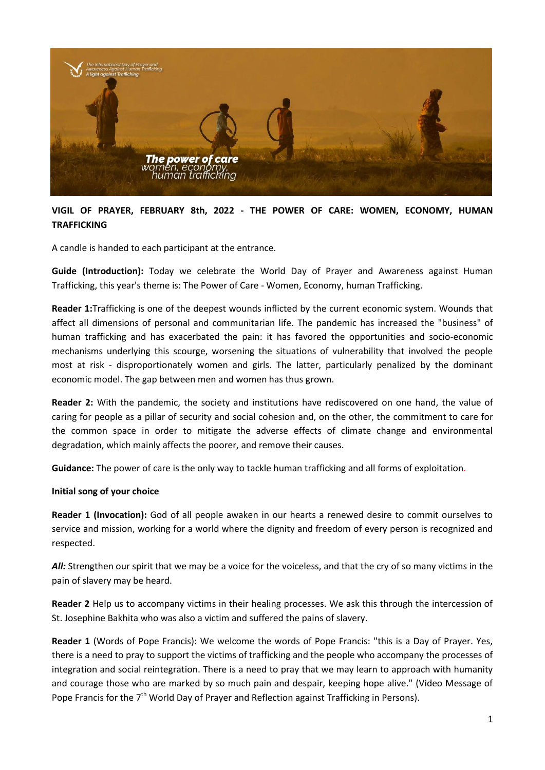**VIGIL OF PRAYER, FEBRUARY 8th, 2022 - THE POWER OF CARE: WOMEN, ECONOMY, HUMAN TRAFFICKING**

A candle is handed to each participant at the entrance.

**Guide (Introduction):** Today we celebrate the World Day of Prayer and Awareness against Human Trafficking, this year's theme is: The Power of Care - Women, Economy, human Trafficking.

**Reader 1:**Trafficking is one of the deepest wounds inflicted by the current economic system. Wounds that affect all dimensions of personal and communitarian life. The pandemic has increased the "business" of human trafficking and has exacerbated the pain: it has favored the opportunities and socio-economic mechanisms underlying this scourge, worsening the situations of vulnerability that involved the people most at risk - disproportionately women and girls. The latter, particularly penalized by the dominant economic model. The gap between men and women has thus grown.

**Reader 2:** With the pandemic, the society and institutions have rediscovered on one hand, the value of caring for people as a pillar of security and social cohesion and, on the other, the commitment to care for the common space in order to mitigate the adverse effects of climate change and environmental degradation, which mainly affects the poorer, and remove their causes.

**Guidance:** The power of care is the only way to tackle human trafficking and all forms of exploitation.

**Initial song of your choice**

**Reader 1 (Invocation):** God of all people awaken in our hearts a renewed desire to commit ourselves to service and mission, working for a world where the dignity and freedom of every person is recognized and respected.

***All:*** Strengthen our spirit that we may be a voice for the voiceless, and that the cry of so many victims in the pain of slavery may be heard.

**Reader 2** Help us to accompany victims in their healing processes. We ask this through the intercession of St. Josephine Bakhita who was also a victim and suffered the pains of slavery.

**Reader 1** (Words of Pope Francis): We welcome the words of Pope Francis: "this is a Day of Prayer. Yes, there is a need to pray to support the victims of trafficking and the people who accompany the processes of integration and social reintegration. There is a need to pray that we may learn to approach with humanity and courage those who are marked by so much pain and despair, keeping hope alive." (Video Message of Pope Francis for the 7th World Day of Prayer and Reflection against Trafficking in Persons).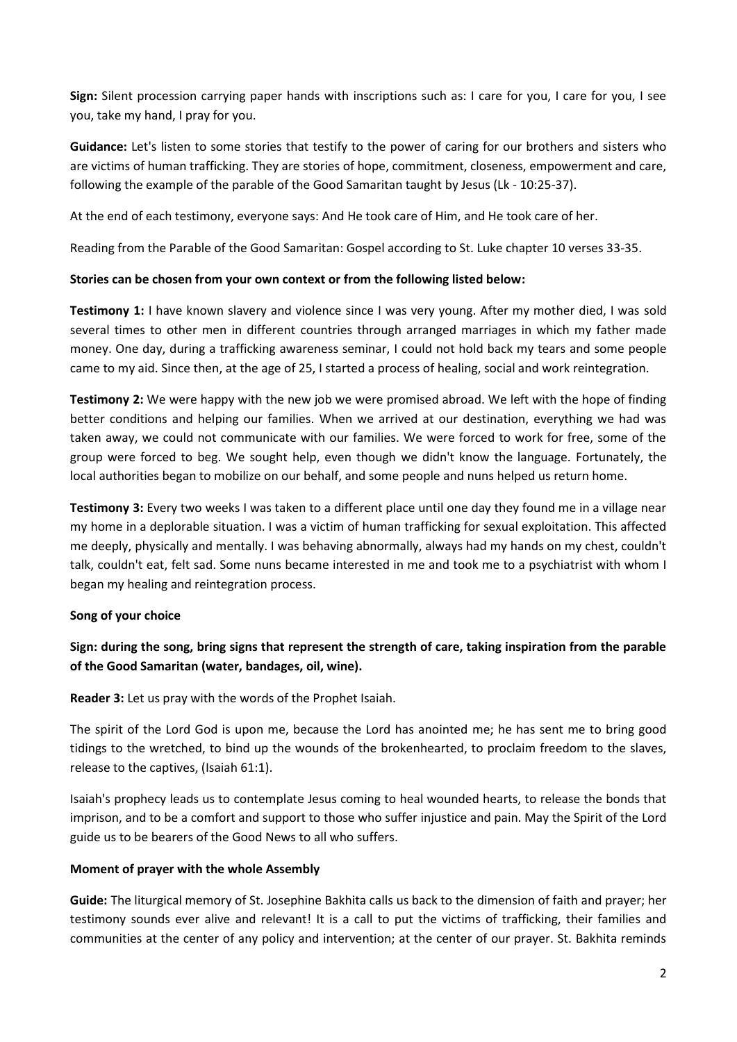**Sign:** Silent procession carrying paper hands with inscriptions such as: I care for you, I care for you, I see you, take my hand, I pray for you.

**Guidance:** Let's listen to some stories that testify to the power of caring for our brothers and sisters who are victims of human trafficking. They are stories of hope, commitment, closeness, empowerment and care, following the example of the parable of the Good Samaritan taught by Jesus (Lk - 10:25-37).

At the end of each testimony, everyone says: And He took care of Him, and He took care of her.

Reading from the Parable of the Good Samaritan: Gospel according to St. Luke chapter 10 verses 33-35.

**Stories can be chosen from your own context or from the following listed below:**

**Testimony 1:** I have known slavery and violence since I was very young. After my mother died, I was sold several times to other men in different countries through arranged marriages in which my father made money. One day, during a trafficking awareness seminar, I could not hold back my tears and some people came to my aid. Since then, at the age of 25, I started a process of healing, social and work reintegration.

**Testimony 2:** We were happy with the new job we were promised abroad. We left with the hope of finding better conditions and helping our families. When we arrived at our destination, everything we had was taken away, we could not communicate with our families. We were forced to work for free, some of the group were forced to beg. We sought help, even though we didn't know the language. Fortunately, the local authorities began to mobilize on our behalf, and some people and nuns helped us return home.

**Testimony 3:** Every two weeks I was taken to a different place until one day they found me in a village near my home in a deplorable situation. I was a victim of human trafficking for sexual exploitation. This affected me deeply, physically and mentally. I was behaving abnormally, always had my hands on my chest, couldn't talk, couldn't eat, felt sad. Some nuns became interested in me and took me to a psychiatrist with whom I began my healing and reintegration process.

**Song of your choice**

**Sign: during the song, bring signs that represent the strength of care, taking inspiration from the parable of the Good Samaritan (water, bandages, oil, wine).**

**Reader 3:** Let us pray with the words of the Prophet Isaiah.

The spirit of the Lord God is upon me, because the Lord has anointed me; he has sent me to bring good tidings to the wretched, to bind up the wounds of the brokenhearted, to proclaim freedom to the slaves, release to the captives, (Isaiah 61:1).

Isaiah's prophecy leads us to contemplate Jesus coming to heal wounded hearts, to release the bonds that imprison, and to be a comfort and support to those who suffer injustice and pain. May the Spirit of the Lord guide us to be bearers of the Good News to all who suffers.

**Moment of prayer with the whole Assembly**

**Guide:** The liturgical memory of St. Josephine Bakhita calls us back to the dimension of faith and prayer; her testimony sounds ever alive and relevant! It is a call to put the victims of trafficking, their families and communities at the center of any policy and intervention; at the center of our prayer. St. Bakhita reminds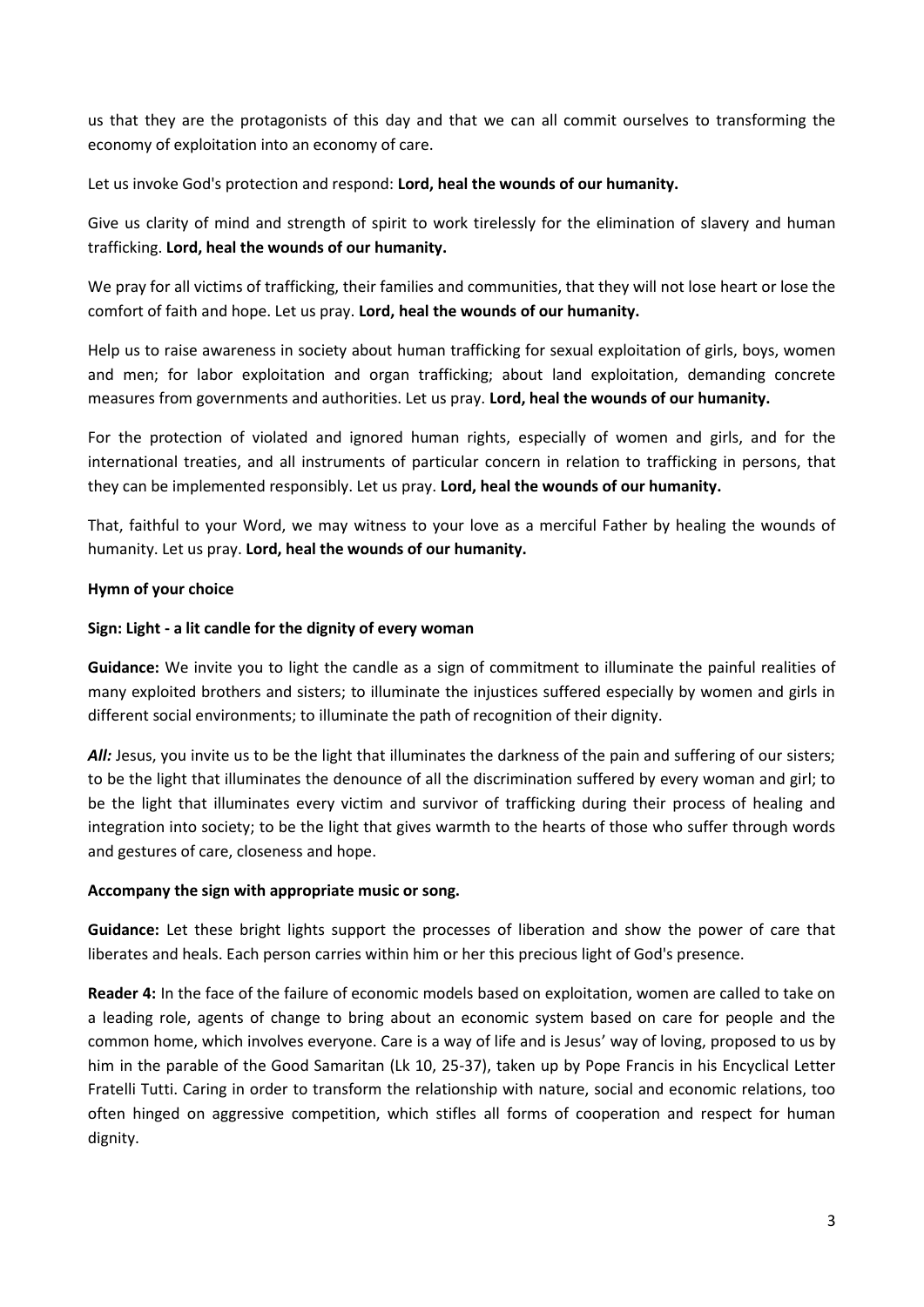us that they are the protagonists of this day and that we can all commit ourselves to transforming the economy of exploitation into an economy of care.

Let us invoke God's protection and respond: **Lord, heal the wounds of our humanity.**

Give us clarity of mind and strength of spirit to work tirelessly for the elimination of slavery and human trafficking. **Lord, heal the wounds of our humanity.**

We pray for all victims of trafficking, their families and communities, that they will not lose heart or lose the comfort of faith and hope. Let us pray. **Lord, heal the wounds of our humanity.**

Help us to raise awareness in society about human trafficking for sexual exploitation of girls, boys, women and men; for labor exploitation and organ trafficking; about land exploitation, demanding concrete measures from governments and authorities. Let us pray. **Lord, heal the wounds of our humanity.**

For the protection of violated and ignored human rights, especially of women and girls, and for the international treaties, and all instruments of particular concern in relation to trafficking in persons, that they can be implemented responsibly. Let us pray. **Lord, heal the wounds of our humanity.**

That, faithful to your Word, we may witness to your love as a merciful Father by healing the wounds of humanity. Let us pray. **Lord, heal the wounds of our humanity.**

**Hymn of your choice**

**Sign: Light - a lit candle for the dignity of every woman**

**Guidance:** We invite you to light the candle as a sign of commitment to illuminate the painful realities of many exploited brothers and sisters; to illuminate the injustices suffered especially by women and girls in different social environments; to illuminate the path of recognition of their dignity.

***All:*** Jesus, you invite us to be the light that illuminates the darkness of the pain and suffering of our sisters; to be the light that illuminates the denounce of all the discrimination suffered by every woman and girl; to be the light that illuminates every victim and survivor of trafficking during their process of healing and integration into society; to be the light that gives warmth to the hearts of those who suffer through words and gestures of care, closeness and hope.

**Accompany the sign with appropriate music or song.**

**Guidance:** Let these bright lights support the processes of liberation and show the power of care that liberates and heals. Each person carries within him or her this precious light of God's presence.

**Reader 4:** In the face of the failure of economic models based on exploitation, women are called to take on a leading role, agents of change to bring about an economic system based on care for people and the common home, which involves everyone. Care is a way of life and is Jesus' way of loving, proposed to us by him in the parable of the Good Samaritan (Lk 10, 25-37), taken up by Pope Francis in his Encyclical Letter Fratelli Tutti. Caring in order to transform the relationship with nature, social and economic relations, too often hinged on aggressive competition, which stifles all forms of cooperation and respect for human dignity.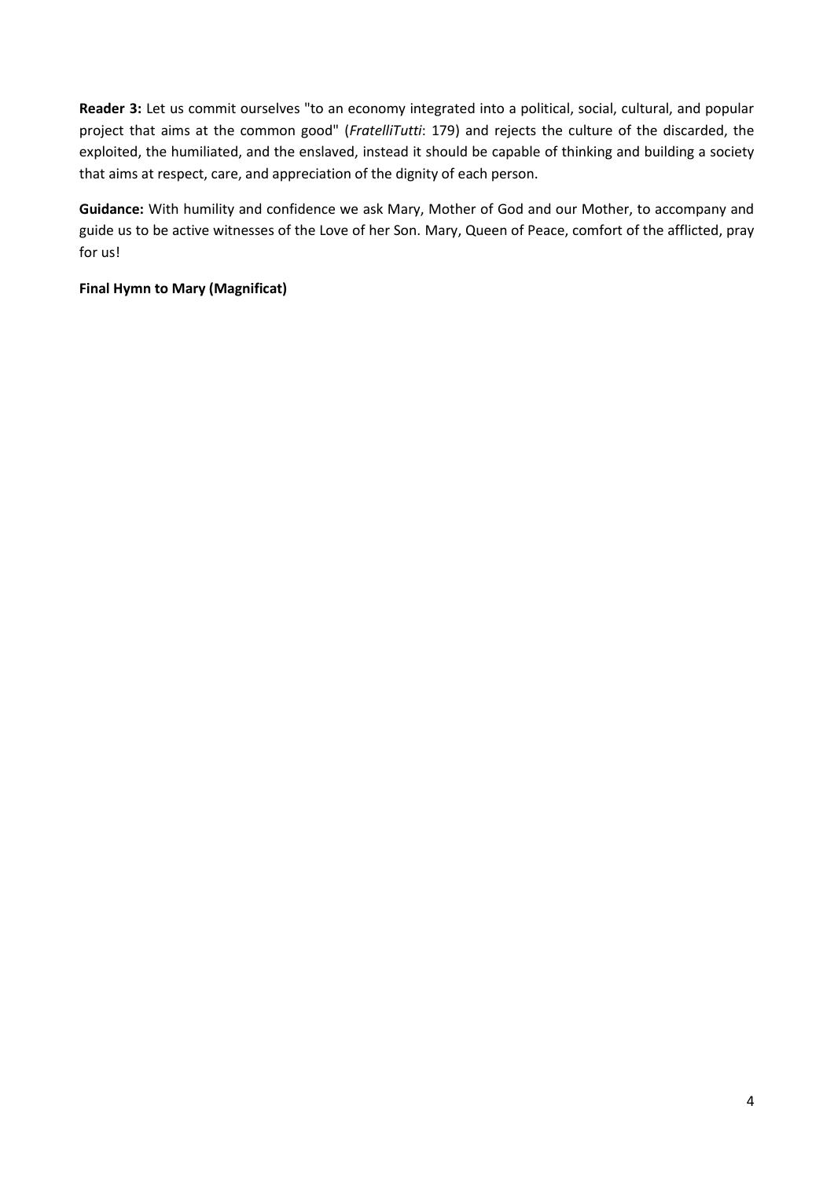**Reader 3:** Let us commit ourselves "to an economy integrated into a political, social, cultural, and popular project that aims at the common good" (*FratelliTutti*: 179) and rejects the culture of the discarded, the exploited, the humiliated, and the enslaved, instead it should be capable of thinking and building a society that aims at respect, care, and appreciation of the dignity of each person.

**Guidance:** With humility and confidence we ask Mary, Mother of God and our Mother, to accompany and guide us to be active witnesses of the Love of her Son. Mary, Queen of Peace, comfort of the afflicted, pray for us!

**Final Hymn to Mary (Magnificat)**